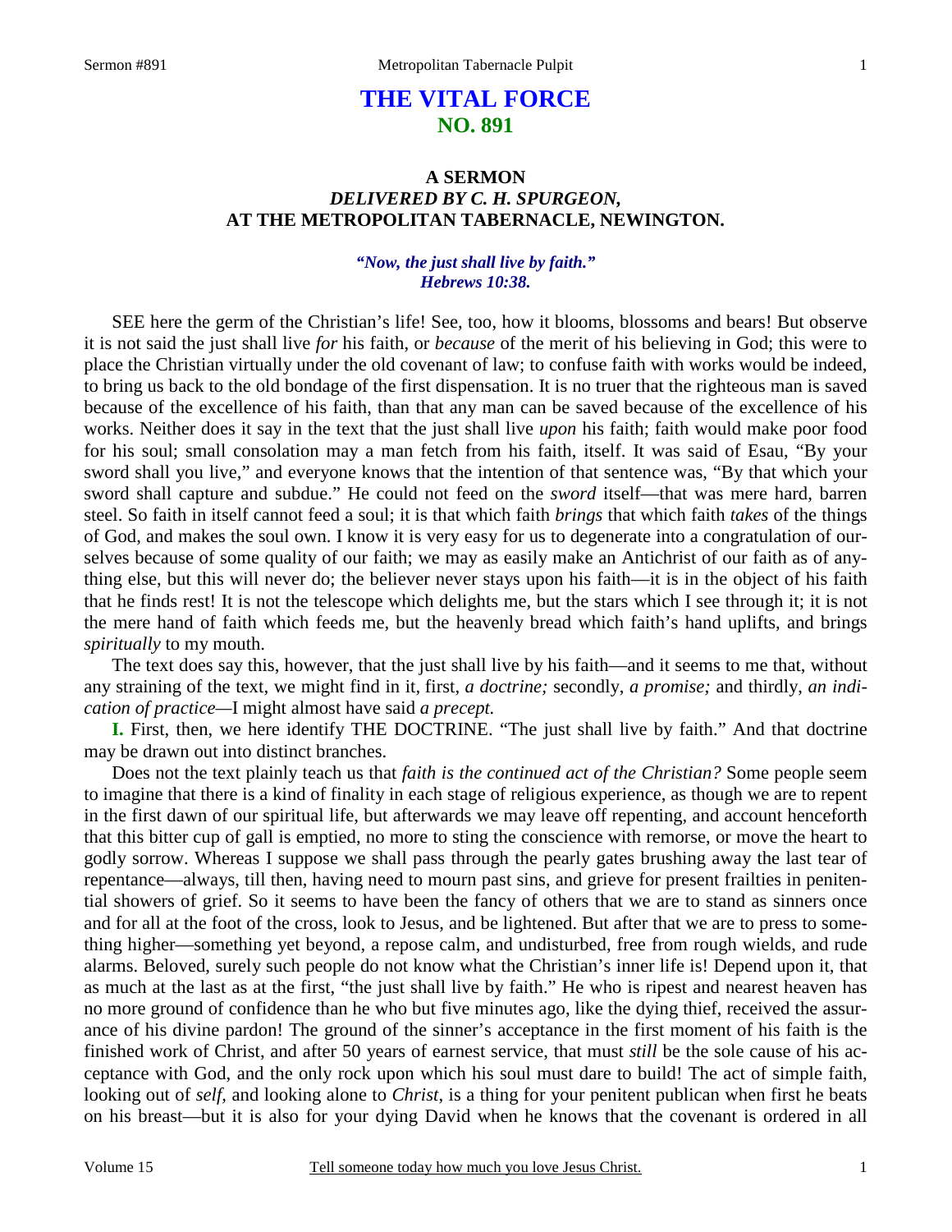# THE VITAL FORCE
## NO. 891

### A SERMON
### *DELIVERED BY C. H. SPURGEON,*
### AT THE METROPOLITAN TABERNACLE, NEWINGTON.

***"Now, the just shall live by faith." Hebrews 10:38.***

SEE here the germ of the Christian's life! See, too, how it blooms, blossoms and bears! But observe it is not said the just shall live *for* his faith, or *because* of the merit of his believing in God; this were to place the Christian virtually under the old covenant of law; to confuse faith with works would be indeed, to bring us back to the old bondage of the first dispensation. It is no truer that the righteous man is saved because of the excellence of his faith, than that any man can be saved because of the excellence of his works. Neither does it say in the text that the just shall live *upon* his faith; faith would make poor food for his soul; small consolation may a man fetch from his faith, itself. It was said of Esau, "By your sword shall you live," and everyone knows that the intention of that sentence was, "By that which your sword shall capture and subdue." He could not feed on the *sword* itself—that was mere hard, barren steel. So faith in itself cannot feed a soul; it is that which faith *brings* that which faith *takes* of the things of God, and makes the soul own. I know it is very easy for us to degenerate into a congratulation of ourselves because of some quality of our faith; we may as easily make an Antichrist of our faith as of anything else, but this will never do; the believer never stays upon his faith—it is in the object of his faith that he finds rest! It is not the telescope which delights me, but the stars which I see through it; it is not the mere hand of faith which feeds me, but the heavenly bread which faith's hand uplifts, and brings *spiritually* to my mouth.

The text does say this, however, that the just shall live by his faith—and it seems to me that, without any straining of the text, we might find in it, first, *a doctrine;* secondly, *a promise;* and thirdly, *an indication of practice*—I might almost have said *a precept.*

**I.** First, then, we here identify THE DOCTRINE. "The just shall live by faith." And that doctrine may be drawn out into distinct branches.

Does not the text plainly teach us that *faith is the continued act of the Christian?* Some people seem to imagine that there is a kind of finality in each stage of religious experience, as though we are to repent in the first dawn of our spiritual life, but afterwards we may leave off repenting, and account henceforth that this bitter cup of gall is emptied, no more to sting the conscience with remorse, or move the heart to godly sorrow. Whereas I suppose we shall pass through the pearly gates brushing away the last tear of repentance—always, till then, having need to mourn past sins, and grieve for present frailties in penitential showers of grief. So it seems to have been the fancy of others that we are to stand as sinners once and for all at the foot of the cross, look to Jesus, and be lightened. But after that we are to press to something higher—something yet beyond, a repose calm, and undisturbed, free from rough wields, and rude alarms. Beloved, surely such people do not know what the Christian's inner life is! Depend upon it, that as much at the last as at the first, "the just shall live by faith." He who is ripest and nearest heaven has no more ground of confidence than he who but five minutes ago, like the dying thief, received the assurance of his divine pardon! The ground of the sinner's acceptance in the first moment of his faith is the finished work of Christ, and after 50 years of earnest service, that must *still* be the sole cause of his acceptance with God, and the only rock upon which his soul must dare to build! The act of simple faith, looking out of *self,* and looking alone to *Christ*, is a thing for your penitent publican when first he beats on his breast—but it is also for your dying David when he knows that the covenant is ordered in all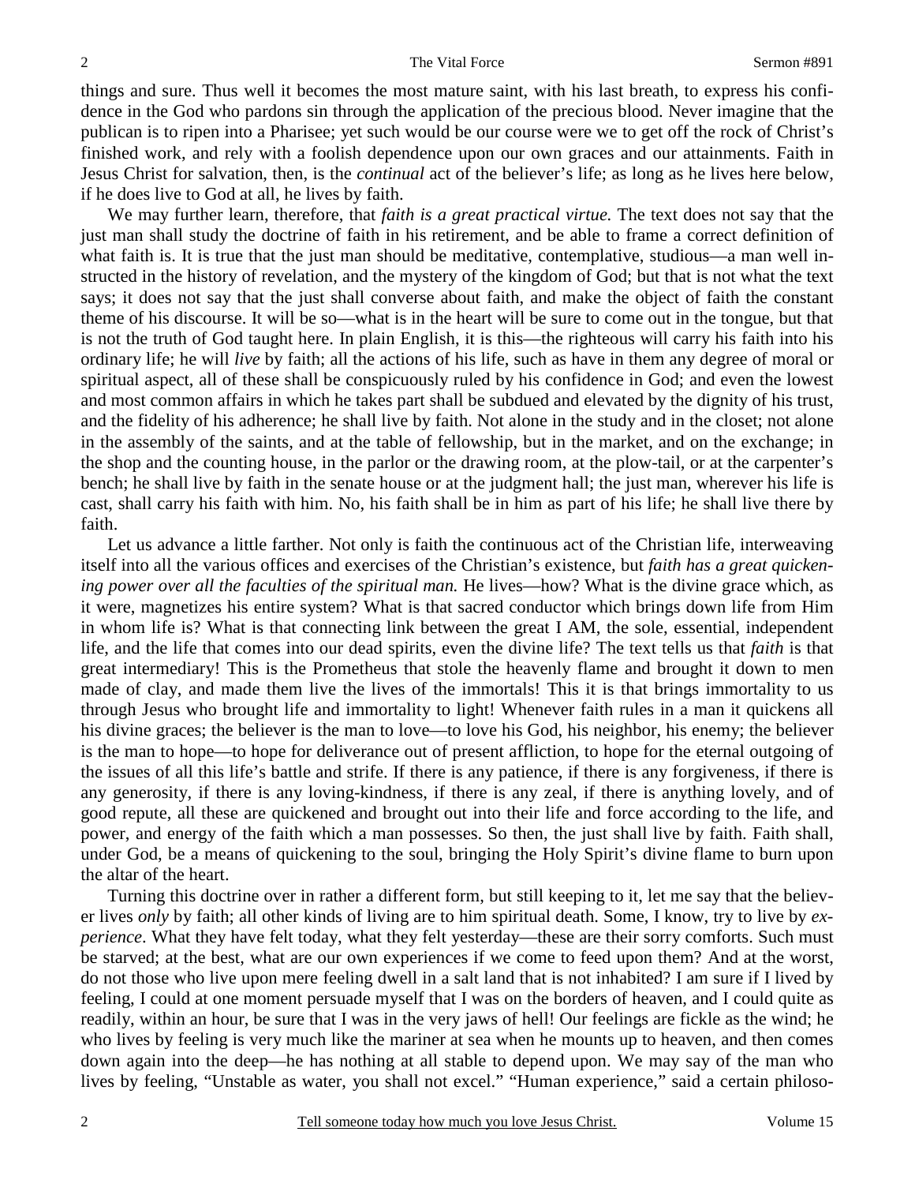things and sure. Thus well it becomes the most mature saint, with his last breath, to express his confidence in the God who pardons sin through the application of the precious blood. Never imagine that the publican is to ripen into a Pharisee; yet such would be our course were we to get off the rock of Christ's finished work, and rely with a foolish dependence upon our own graces and our attainments. Faith in Jesus Christ for salvation, then, is the *continual* act of the believer's life; as long as he lives here below, if he does live to God at all, he lives by faith.

We may further learn, therefore, that *faith is a great practical virtue.* The text does not say that the just man shall study the doctrine of faith in his retirement, and be able to frame a correct definition of what faith is. It is true that the just man should be meditative, contemplative, studious—a man well instructed in the history of revelation, and the mystery of the kingdom of God; but that is not what the text says; it does not say that the just shall converse about faith, and make the object of faith the constant theme of his discourse. It will be so—what is in the heart will be sure to come out in the tongue, but that is not the truth of God taught here. In plain English, it is this—the righteous will carry his faith into his ordinary life; he will *live* by faith; all the actions of his life, such as have in them any degree of moral or spiritual aspect, all of these shall be conspicuously ruled by his confidence in God; and even the lowest and most common affairs in which he takes part shall be subdued and elevated by the dignity of his trust, and the fidelity of his adherence; he shall live by faith. Not alone in the study and in the closet; not alone in the assembly of the saints, and at the table of fellowship, but in the market, and on the exchange; in the shop and the counting house, in the parlor or the drawing room, at the plow-tail, or at the carpenter's bench; he shall live by faith in the senate house or at the judgment hall; the just man, wherever his life is cast, shall carry his faith with him. No, his faith shall be in him as part of his life; he shall live there by faith.

Let us advance a little farther. Not only is faith the continuous act of the Christian life, interweaving itself into all the various offices and exercises of the Christian's existence, but *faith has a great quickening power over all the faculties of the spiritual man.* He lives—how? What is the divine grace which, as it were, magnetizes his entire system? What is that sacred conductor which brings down life from Him in whom life is? What is that connecting link between the great I AM, the sole, essential, independent life, and the life that comes into our dead spirits, even the divine life? The text tells us that *faith* is that great intermediary! This is the Prometheus that stole the heavenly flame and brought it down to men made of clay, and made them live the lives of the immortals! This it is that brings immortality to us through Jesus who brought life and immortality to light! Whenever faith rules in a man it quickens all his divine graces; the believer is the man to love—to love his God, his neighbor, his enemy; the believer is the man to hope—to hope for deliverance out of present affliction, to hope for the eternal outgoing of the issues of all this life's battle and strife. If there is any patience, if there is any forgiveness, if there is any generosity, if there is any loving-kindness, if there is any zeal, if there is anything lovely, and of good repute, all these are quickened and brought out into their life and force according to the life, and power, and energy of the faith which a man possesses. So then, the just shall live by faith. Faith shall, under God, be a means of quickening to the soul, bringing the Holy Spirit's divine flame to burn upon the altar of the heart.

Turning this doctrine over in rather a different form, but still keeping to it, let me say that the believer lives *only* by faith; all other kinds of living are to him spiritual death. Some, I know, try to live by *experience*. What they have felt today, what they felt yesterday—these are their sorry comforts. Such must be starved; at the best, what are our own experiences if we come to feed upon them? And at the worst, do not those who live upon mere feeling dwell in a salt land that is not inhabited? I am sure if I lived by feeling, I could at one moment persuade myself that I was on the borders of heaven, and I could quite as readily, within an hour, be sure that I was in the very jaws of hell! Our feelings are fickle as the wind; he who lives by feeling is very much like the mariner at sea when he mounts up to heaven, and then comes down again into the deep—he has nothing at all stable to depend upon. We may say of the man who lives by feeling, "Unstable as water, you shall not excel." "Human experience," said a certain philoso-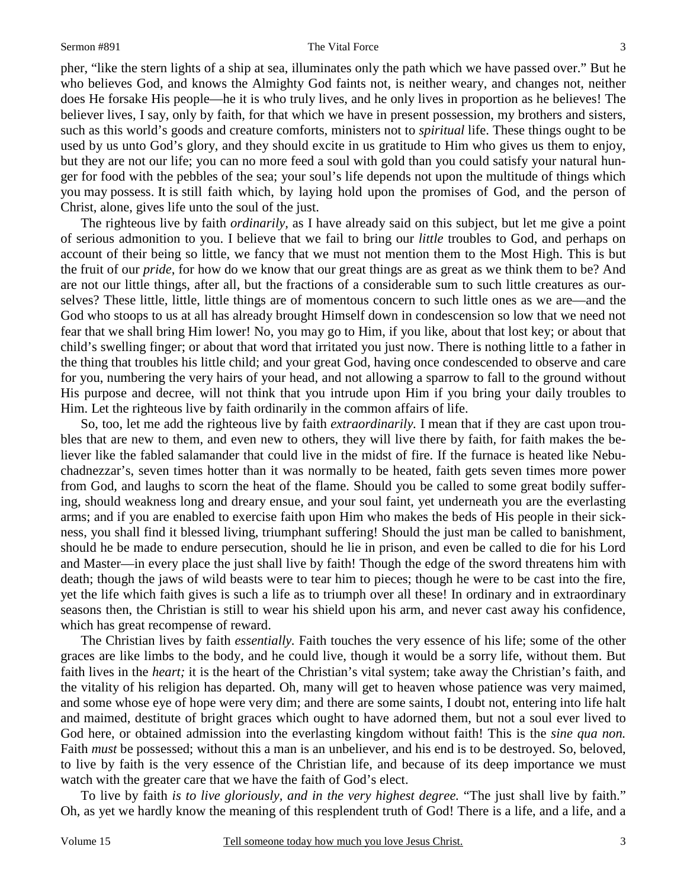pher, "like the stern lights of a ship at sea, illuminates only the path which we have passed over." But he who believes God, and knows the Almighty God faints not, is neither weary, and changes not, neither does He forsake His people—he it is who truly lives, and he only lives in proportion as he believes! The believer lives, I say, only by faith, for that which we have in present possession, my brothers and sisters, such as this world's goods and creature comforts, ministers not to *spiritual* life. These things ought to be used by us unto God's glory, and they should excite in us gratitude to Him who gives us them to enjoy, but they are not our life; you can no more feed a soul with gold than you could satisfy your natural hunger for food with the pebbles of the sea; your soul's life depends not upon the multitude of things which you may possess. It is still faith which, by laying hold upon the promises of God, and the person of Christ, alone, gives life unto the soul of the just.

The righteous live by faith *ordinarily,* as I have already said on this subject, but let me give a point of serious admonition to you. I believe that we fail to bring our *little* troubles to God, and perhaps on account of their being so little, we fancy that we must not mention them to the Most High. This is but the fruit of our *pride*, for how do we know that our great things are as great as we think them to be? And are not our little things, after all, but the fractions of a considerable sum to such little creatures as ourselves? These little, little, little things are of momentous concern to such little ones as we are—and the God who stoops to us at all has already brought Himself down in condescension so low that we need not fear that we shall bring Him lower! No, you may go to Him, if you like, about that lost key; or about that child's swelling finger; or about that word that irritated you just now. There is nothing little to a father in the thing that troubles his little child; and your great God, having once condescended to observe and care for you, numbering the very hairs of your head, and not allowing a sparrow to fall to the ground without His purpose and decree, will not think that you intrude upon Him if you bring your daily troubles to Him. Let the righteous live by faith ordinarily in the common affairs of life.

So, too, let me add the righteous live by faith *extraordinarily.* I mean that if they are cast upon troubles that are new to them, and even new to others, they will live there by faith, for faith makes the believer like the fabled salamander that could live in the midst of fire. If the furnace is heated like Nebuchadnezzar's, seven times hotter than it was normally to be heated, faith gets seven times more power from God, and laughs to scorn the heat of the flame. Should you be called to some great bodily suffering, should weakness long and dreary ensue, and your soul faint, yet underneath you are the everlasting arms; and if you are enabled to exercise faith upon Him who makes the beds of His people in their sickness, you shall find it blessed living, triumphant suffering! Should the just man be called to banishment, should he be made to endure persecution, should he lie in prison, and even be called to die for his Lord and Master—in every place the just shall live by faith! Though the edge of the sword threatens him with death; though the jaws of wild beasts were to tear him to pieces; though he were to be cast into the fire, yet the life which faith gives is such a life as to triumph over all these! In ordinary and in extraordinary seasons then, the Christian is still to wear his shield upon his arm, and never cast away his confidence, which has great recompense of reward.

The Christian lives by faith *essentially.* Faith touches the very essence of his life; some of the other graces are like limbs to the body, and he could live, though it would be a sorry life, without them. But faith lives in the *heart;* it is the heart of the Christian's vital system; take away the Christian's faith, and the vitality of his religion has departed. Oh, many will get to heaven whose patience was very maimed, and some whose eye of hope were very dim; and there are some saints, I doubt not, entering into life halt and maimed, destitute of bright graces which ought to have adorned them, but not a soul ever lived to God here, or obtained admission into the everlasting kingdom without faith! This is the *sine qua non.* Faith *must* be possessed; without this a man is an unbeliever, and his end is to be destroyed. So, beloved, to live by faith is the very essence of the Christian life, and because of its deep importance we must watch with the greater care that we have the faith of God's elect.

To live by faith *is to live gloriously, and in the very highest degree.* "The just shall live by faith." Oh, as yet we hardly know the meaning of this resplendent truth of God! There is a life, and a life, and a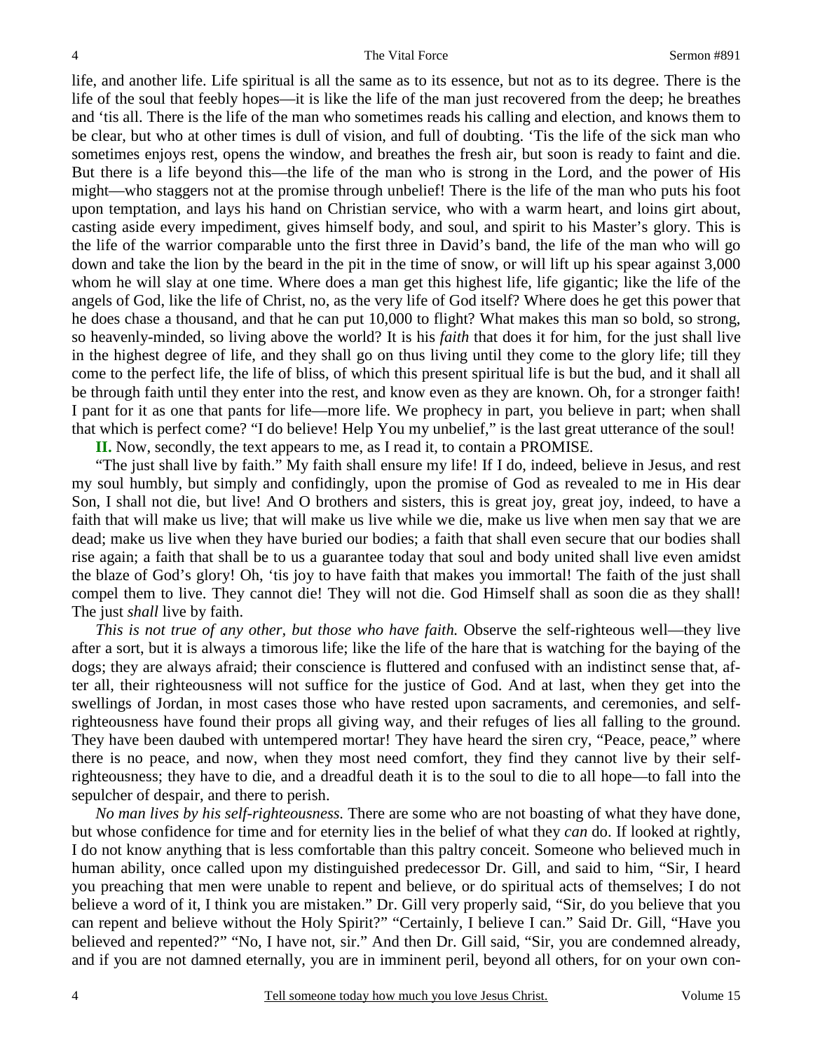life, and another life. Life spiritual is all the same as to its essence, but not as to its degree. There is the life of the soul that feebly hopes—it is like the life of the man just recovered from the deep; he breathes and 'tis all. There is the life of the man who sometimes reads his calling and election, and knows them to be clear, but who at other times is dull of vision, and full of doubting. 'Tis the life of the sick man who sometimes enjoys rest, opens the window, and breathes the fresh air, but soon is ready to faint and die. But there is a life beyond this—the life of the man who is strong in the Lord, and the power of His might—who staggers not at the promise through unbelief! There is the life of the man who puts his foot upon temptation, and lays his hand on Christian service, who with a warm heart, and loins girt about, casting aside every impediment, gives himself body, and soul, and spirit to his Master's glory. This is the life of the warrior comparable unto the first three in David's band, the life of the man who will go down and take the lion by the beard in the pit in the time of snow, or will lift up his spear against 3,000 whom he will slay at one time. Where does a man get this highest life, life gigantic; like the life of the angels of God, like the life of Christ, no, as the very life of God itself? Where does he get this power that he does chase a thousand, and that he can put 10,000 to flight? What makes this man so bold, so strong, so heavenly-minded, so living above the world? It is his *faith* that does it for him, for the just shall live in the highest degree of life, and they shall go on thus living until they come to the glory life; till they come to the perfect life, the life of bliss, of which this present spiritual life is but the bud, and it shall all be through faith until they enter into the rest, and know even as they are known. Oh, for a stronger faith! I pant for it as one that pants for life—more life. We prophecy in part, you believe in part; when shall that which is perfect come? "I do believe! Help You my unbelief," is the last great utterance of the soul!

**II.** Now, secondly, the text appears to me, as I read it, to contain a PROMISE.

"The just shall live by faith." My faith shall ensure my life! If I do, indeed, believe in Jesus, and rest my soul humbly, but simply and confidingly, upon the promise of God as revealed to me in His dear Son, I shall not die, but live! And O brothers and sisters, this is great joy, great joy, indeed, to have a faith that will make us live; that will make us live while we die, make us live when men say that we are dead; make us live when they have buried our bodies; a faith that shall even secure that our bodies shall rise again; a faith that shall be to us a guarantee today that soul and body united shall live even amidst the blaze of God's glory! Oh, 'tis joy to have faith that makes you immortal! The faith of the just shall compel them to live. They cannot die! They will not die. God Himself shall as soon die as they shall! The just *shall* live by faith.

*This is not true of any other, but those who have faith.* Observe the self-righteous well—they live after a sort, but it is always a timorous life; like the life of the hare that is watching for the baying of the dogs; they are always afraid; their conscience is fluttered and confused with an indistinct sense that, after all, their righteousness will not suffice for the justice of God. And at last, when they get into the swellings of Jordan, in most cases those who have rested upon sacraments, and ceremonies, and self-righteousness have found their props all giving way, and their refuges of lies all falling to the ground. They have been daubed with untempered mortar! They have heard the siren cry, "Peace, peace," where there is no peace, and now, when they most need comfort, they find they cannot live by their self-righteousness; they have to die, and a dreadful death it is to the soul to die to all hope—to fall into the sepulcher of despair, and there to perish.

*No man lives by his self-righteousness.* There are some who are not boasting of what they have done, but whose confidence for time and for eternity lies in the belief of what they *can* do. If looked at rightly, I do not know anything that is less comfortable than this paltry conceit. Someone who believed much in human ability, once called upon my distinguished predecessor Dr. Gill, and said to him, "Sir, I heard you preaching that men were unable to repent and believe, or do spiritual acts of themselves; I do not believe a word of it, I think you are mistaken." Dr. Gill very properly said, "Sir, do you believe that you can repent and believe without the Holy Spirit?" "Certainly, I believe I can." Said Dr. Gill, "Have you believed and repented?" "No, I have not, sir." And then Dr. Gill said, "Sir, you are condemned already, and if you are not damned eternally, you are in imminent peril, beyond all others, for on your own con-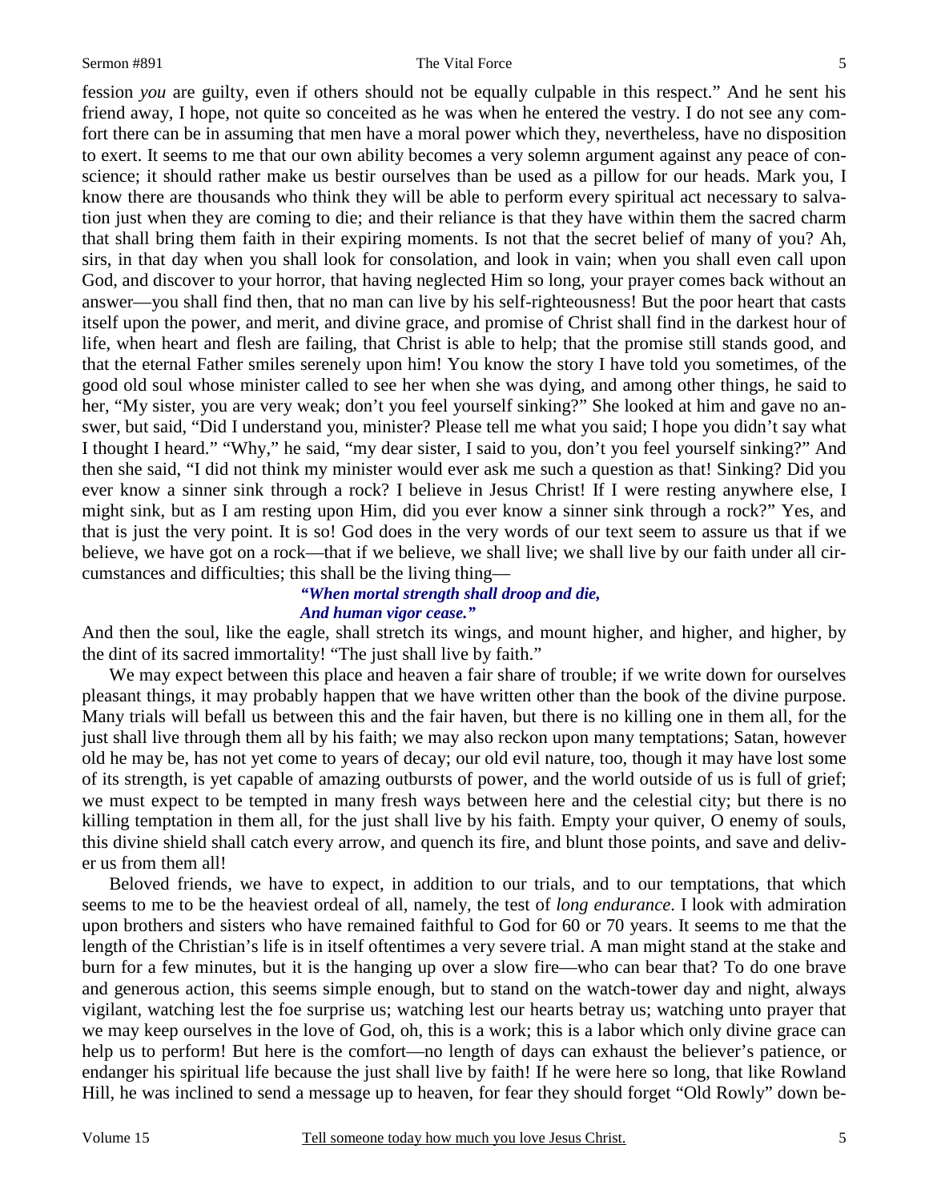fession *you* are guilty, even if others should not be equally culpable in this respect." And he sent his friend away, I hope, not quite so conceited as he was when he entered the vestry. I do not see any comfort there can be in assuming that men have a moral power which they, nevertheless, have no disposition to exert. It seems to me that our own ability becomes a very solemn argument against any peace of conscience; it should rather make us bestir ourselves than be used as a pillow for our heads. Mark you, I know there are thousands who think they will be able to perform every spiritual act necessary to salvation just when they are coming to die; and their reliance is that they have within them the sacred charm that shall bring them faith in their expiring moments. Is not that the secret belief of many of you? Ah, sirs, in that day when you shall look for consolation, and look in vain; when you shall even call upon God, and discover to your horror, that having neglected Him so long, your prayer comes back without an answer—you shall find then, that no man can live by his self-righteousness! But the poor heart that casts itself upon the power, and merit, and divine grace, and promise of Christ shall find in the darkest hour of life, when heart and flesh are failing, that Christ is able to help; that the promise still stands good, and that the eternal Father smiles serenely upon him! You know the story I have told you sometimes, of the good old soul whose minister called to see her when she was dying, and among other things, he said to her, "My sister, you are very weak; don't you feel yourself sinking?" She looked at him and gave no answer, but said, "Did I understand you, minister? Please tell me what you said; I hope you didn't say what I thought I heard." "Why," he said, "my dear sister, I said to you, don't you feel yourself sinking?" And then she said, "I did not think my minister would ever ask me such a question as that! Sinking? Did you ever know a sinner sink through a rock? I believe in Jesus Christ! If I were resting anywhere else, I might sink, but as I am resting upon Him, did you ever know a sinner sink through a rock?" Yes, and that is just the very point. It is so! God does in the very words of our text seem to assure us that if we believe, we have got on a rock—that if we believe, we shall live; we shall live by our faith under all circumstances and difficulties; this shall be the living thing—

> *"When mortal strength shall droop and die,*
> *And human vigor cease."*

And then the soul, like the eagle, shall stretch its wings, and mount higher, and higher, and higher, by the dint of its sacred immortality! "The just shall live by faith."

We may expect between this place and heaven a fair share of trouble; if we write down for ourselves pleasant things, it may probably happen that we have written other than the book of the divine purpose. Many trials will befall us between this and the fair haven, but there is no killing one in them all, for the just shall live through them all by his faith; we may also reckon upon many temptations; Satan, however old he may be, has not yet come to years of decay; our old evil nature, too, though it may have lost some of its strength, is yet capable of amazing outbursts of power, and the world outside of us is full of grief; we must expect to be tempted in many fresh ways between here and the celestial city; but there is no killing temptation in them all, for the just shall live by his faith. Empty your quiver, O enemy of souls, this divine shield shall catch every arrow, and quench its fire, and blunt those points, and save and deliver us from them all!

Beloved friends, we have to expect, in addition to our trials, and to our temptations, that which seems to me to be the heaviest ordeal of all, namely, the test of *long endurance*. I look with admiration upon brothers and sisters who have remained faithful to God for 60 or 70 years. It seems to me that the length of the Christian's life is in itself oftentimes a very severe trial. A man might stand at the stake and burn for a few minutes, but it is the hanging up over a slow fire—who can bear that? To do one brave and generous action, this seems simple enough, but to stand on the watch-tower day and night, always vigilant, watching lest the foe surprise us; watching lest our hearts betray us; watching unto prayer that we may keep ourselves in the love of God, oh, this is a work; this is a labor which only divine grace can help us to perform! But here is the comfort—no length of days can exhaust the believer's patience, or endanger his spiritual life because the just shall live by faith! If he were here so long, that like Rowland Hill, he was inclined to send a message up to heaven, for fear they should forget "Old Rowly" down be-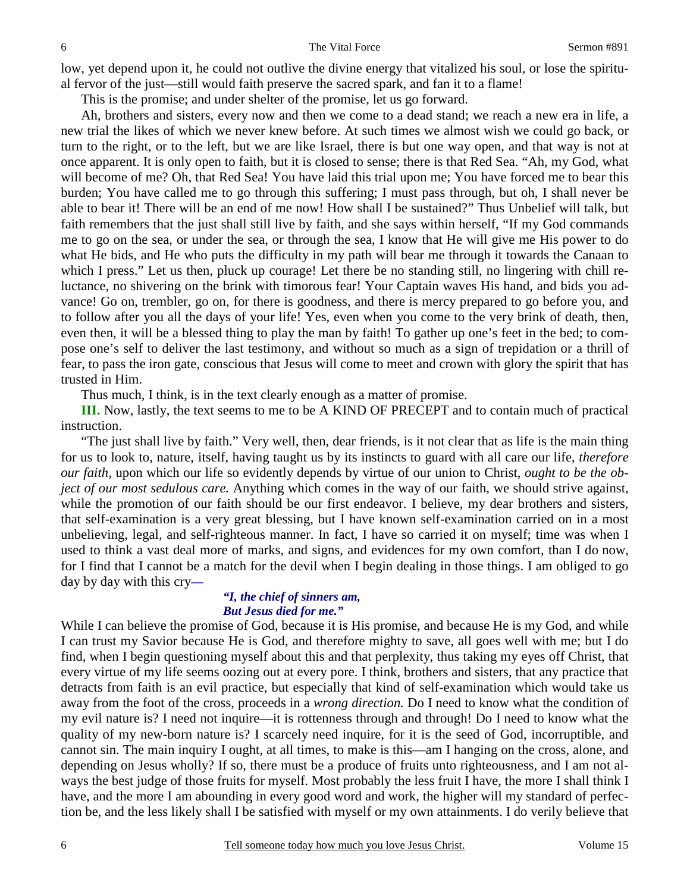low, yet depend upon it, he could not outlive the divine energy that vitalized his soul, or lose the spiritual fervor of the just—still would faith preserve the sacred spark, and fan it to a flame!

This is the promise; and under shelter of the promise, let us go forward.

Ah, brothers and sisters, every now and then we come to a dead stand; we reach a new era in life, a new trial the likes of which we never knew before. At such times we almost wish we could go back, or turn to the right, or to the left, but we are like Israel, there is but one way open, and that way is not at once apparent. It is only open to faith, but it is closed to sense; there is that Red Sea. "Ah, my God, what will become of me? Oh, that Red Sea! You have laid this trial upon me; You have forced me to bear this burden; You have called me to go through this suffering; I must pass through, but oh, I shall never be able to bear it! There will be an end of me now! How shall I be sustained?" Thus Unbelief will talk, but faith remembers that the just shall still live by faith, and she says within herself, "If my God commands me to go on the sea, or under the sea, or through the sea, I know that He will give me His power to do what He bids, and He who puts the difficulty in my path will bear me through it towards the Canaan to which I press." Let us then, pluck up courage! Let there be no standing still, no lingering with chill reluctance, no shivering on the brink with timorous fear! Your Captain waves His hand, and bids you advance! Go on, trembler, go on, for there is goodness, and there is mercy prepared to go before you, and to follow after you all the days of your life! Yes, even when you come to the very brink of death, then, even then, it will be a blessed thing to play the man by faith! To gather up one's feet in the bed; to compose one's self to deliver the last testimony, and without so much as a sign of trepidation or a thrill of fear, to pass the iron gate, conscious that Jesus will come to meet and crown with glory the spirit that has trusted in Him.

Thus much, I think, is in the text clearly enough as a matter of promise.

**III.** Now, lastly, the text seems to me to be A KIND OF PRECEPT and to contain much of practical instruction.

"The just shall live by faith." Very well, then, dear friends, is it not clear that as life is the main thing for us to look to, nature, itself, having taught us by its instincts to guard with all care our life, *therefore our faith,* upon which our life so evidently depends by virtue of our union to Christ, *ought to be the object of our most sedulous care.* Anything which comes in the way of our faith, we should strive against, while the promotion of our faith should be our first endeavor. I believe, my dear brothers and sisters, that self-examination is a very great blessing, but I have known self-examination carried on in a most unbelieving, legal, and self-righteous manner. In fact, I have so carried it on myself; time was when I used to think a vast deal more of marks, and signs, and evidences for my own comfort, than I do now, for I find that I cannot be a match for the devil when I begin dealing in those things. I am obliged to go day by day with this cry**—**

> ***"I, the chief of sinners am,***
> ***But Jesus died for me."***

While I can believe the promise of God, because it is His promise, and because He is my God, and while I can trust my Savior because He is God, and therefore mighty to save, all goes well with me; but I do find, when I begin questioning myself about this and that perplexity, thus taking my eyes off Christ, that every virtue of my life seems oozing out at every pore. I think, brothers and sisters, that any practice that detracts from faith is an evil practice, but especially that kind of self-examination which would take us away from the foot of the cross, proceeds in a *wrong direction.* Do I need to know what the condition of my evil nature is? I need not inquire—it is rottenness through and through! Do I need to know what the quality of my new-born nature is? I scarcely need inquire, for it is the seed of God, incorruptible, and cannot sin. The main inquiry I ought, at all times, to make is this—am I hanging on the cross, alone, and depending on Jesus wholly? If so, there must be a produce of fruits unto righteousness, and I am not always the best judge of those fruits for myself. Most probably the less fruit I have, the more I shall think I have, and the more I am abounding in every good word and work, the higher will my standard of perfection be, and the less likely shall I be satisfied with myself or my own attainments. I do verily believe that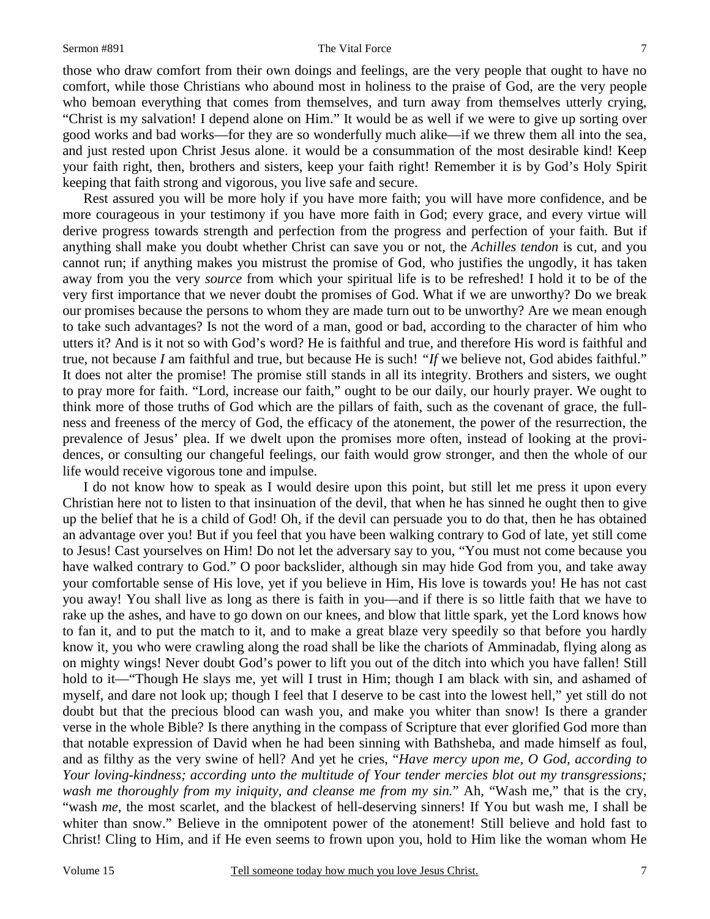those who draw comfort from their own doings and feelings, are the very people that ought to have no comfort, while those Christians who abound most in holiness to the praise of God, are the very people who bemoan everything that comes from themselves, and turn away from themselves utterly crying, "Christ is my salvation! I depend alone on Him." It would be as well if we were to give up sorting over good works and bad works—for they are so wonderfully much alike—if we threw them all into the sea, and just rested upon Christ Jesus alone. it would be a consummation of the most desirable kind! Keep your faith right, then, brothers and sisters, keep your faith right! Remember it is by God's Holy Spirit keeping that faith strong and vigorous, you live safe and secure.

Rest assured you will be more holy if you have more faith; you will have more confidence, and be more courageous in your testimony if you have more faith in God; every grace, and every virtue will derive progress towards strength and perfection from the progress and perfection of your faith. But if anything shall make you doubt whether Christ can save you or not, the *Achilles tendon* is cut, and you cannot run; if anything makes you mistrust the promise of God, who justifies the ungodly, it has taken away from you the very *source* from which your spiritual life is to be refreshed! I hold it to be of the very first importance that we never doubt the promises of God. What if we are unworthy? Do we break our promises because the persons to whom they are made turn out to be unworthy? Are we mean enough to take such advantages? Is not the word of a man, good or bad, according to the character of him who utters it? And is it not so with God's word? He is faithful and true, and therefore His word is faithful and true, not because *I* am faithful and true, but because He is such! *"If* we believe not, God abides faithful." It does not alter the promise! The promise still stands in all its integrity. Brothers and sisters, we ought to pray more for faith. "Lord, increase our faith," ought to be our daily, our hourly prayer. We ought to think more of those truths of God which are the pillars of faith, such as the covenant of grace, the fullness and freeness of the mercy of God, the efficacy of the atonement, the power of the resurrection, the prevalence of Jesus' plea. If we dwelt upon the promises more often, instead of looking at the providences, or consulting our changeful feelings, our faith would grow stronger, and then the whole of our life would receive vigorous tone and impulse.

I do not know how to speak as I would desire upon this point, but still let me press it upon every Christian here not to listen to that insinuation of the devil, that when he has sinned he ought then to give up the belief that he is a child of God! Oh, if the devil can persuade you to do that, then he has obtained an advantage over you! But if you feel that you have been walking contrary to God of late, yet still come to Jesus! Cast yourselves on Him! Do not let the adversary say to you, "You must not come because you have walked contrary to God." O poor backslider, although sin may hide God from you, and take away your comfortable sense of His love, yet if you believe in Him, His love is towards you! He has not cast you away! You shall live as long as there is faith in you—and if there is so little faith that we have to rake up the ashes, and have to go down on our knees, and blow that little spark, yet the Lord knows how to fan it, and to put the match to it, and to make a great blaze very speedily so that before you hardly know it, you who were crawling along the road shall be like the chariots of Amminadab, flying along as on mighty wings! Never doubt God's power to lift you out of the ditch into which you have fallen! Still hold to it—"Though He slays me, yet will I trust in Him; though I am black with sin, and ashamed of myself, and dare not look up; though I feel that I deserve to be cast into the lowest hell," yet still do not doubt but that the precious blood can wash you, and make you whiter than snow! Is there a grander verse in the whole Bible? Is there anything in the compass of Scripture that ever glorified God more than that notable expression of David when he had been sinning with Bathsheba, and made himself as foul, and as filthy as the very swine of hell? And yet he cries, "*Have mercy upon me, O God, according to Your loving-kindness; according unto the multitude of Your tender mercies blot out my transgressions; wash me thoroughly from my iniquity, and cleanse me from my sin.*" Ah, "Wash me," that is the cry, "wash *me*, the most scarlet, and the blackest of hell-deserving sinners! If You but wash me, I shall be whiter than snow." Believe in the omnipotent power of the atonement! Still believe and hold fast to Christ! Cling to Him, and if He even seems to frown upon you, hold to Him like the woman whom He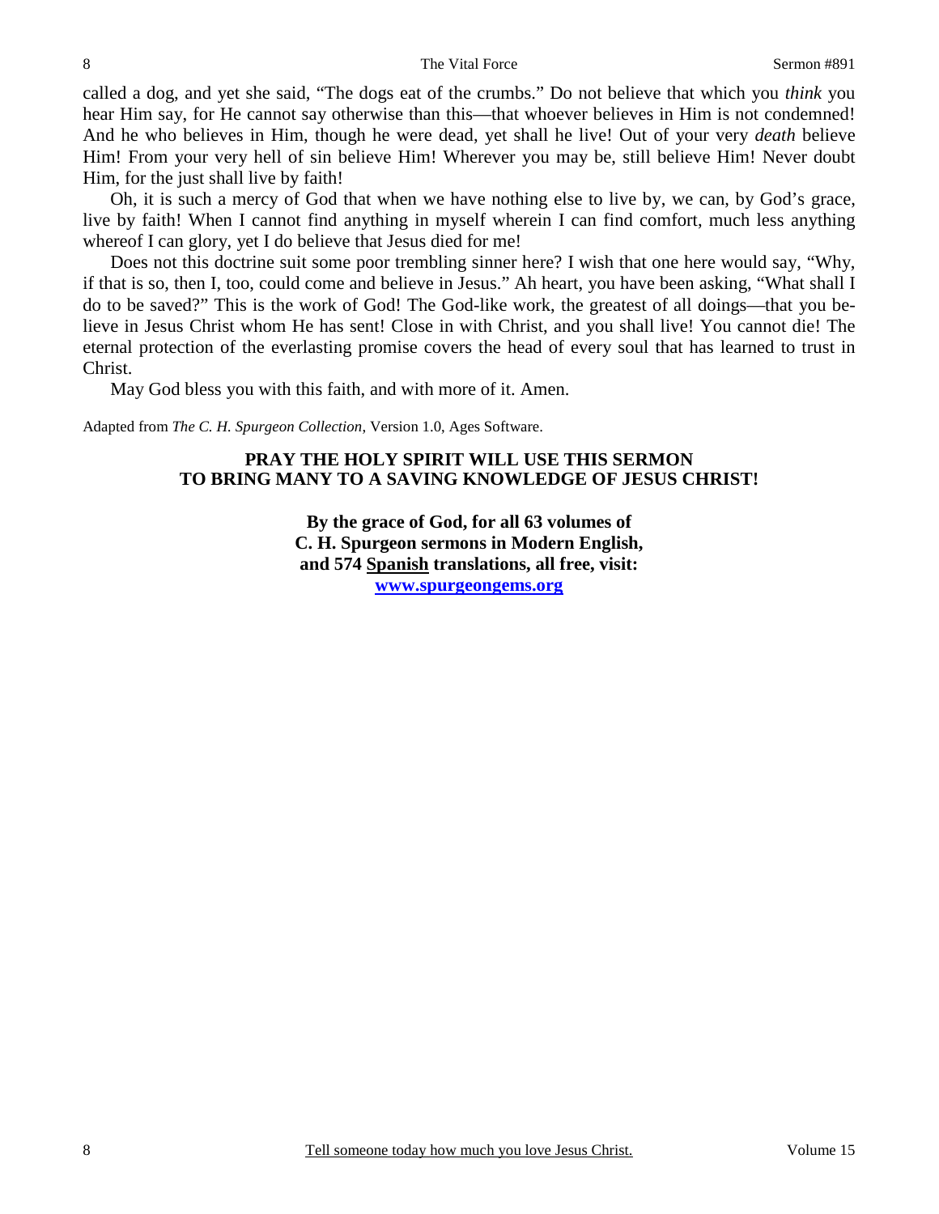called a dog, and yet she said, "The dogs eat of the crumbs." Do not believe that which you *think* you hear Him say, for He cannot say otherwise than this—that whoever believes in Him is not condemned! And he who believes in Him, though he were dead, yet shall he live! Out of your very *death* believe Him! From your very hell of sin believe Him! Wherever you may be, still believe Him! Never doubt Him, for the just shall live by faith!

Oh, it is such a mercy of God that when we have nothing else to live by, we can, by God's grace, live by faith! When I cannot find anything in myself wherein I can find comfort, much less anything whereof I can glory, yet I do believe that Jesus died for me!

Does not this doctrine suit some poor trembling sinner here? I wish that one here would say, "Why, if that is so, then I, too, could come and believe in Jesus." Ah heart, you have been asking, "What shall I do to be saved?" This is the work of God! The God-like work, the greatest of all doings—that you believe in Jesus Christ whom He has sent! Close in with Christ, and you shall live! You cannot die! The eternal protection of the everlasting promise covers the head of every soul that has learned to trust in Christ.

May God bless you with this faith, and with more of it. Amen.

Adapted from *The C. H. Spurgeon Collection*, Version 1.0, Ages Software.

**PRAY THE HOLY SPIRIT WILL USE THIS SERMON TO BRING MANY TO A SAVING KNOWLEDGE OF JESUS CHRIST!**

**By the grace of God, for all 63 volumes of C. H. Spurgeon sermons in Modern English, and 574 Spanish translations, all free, visit: www.spurgeongems.org**